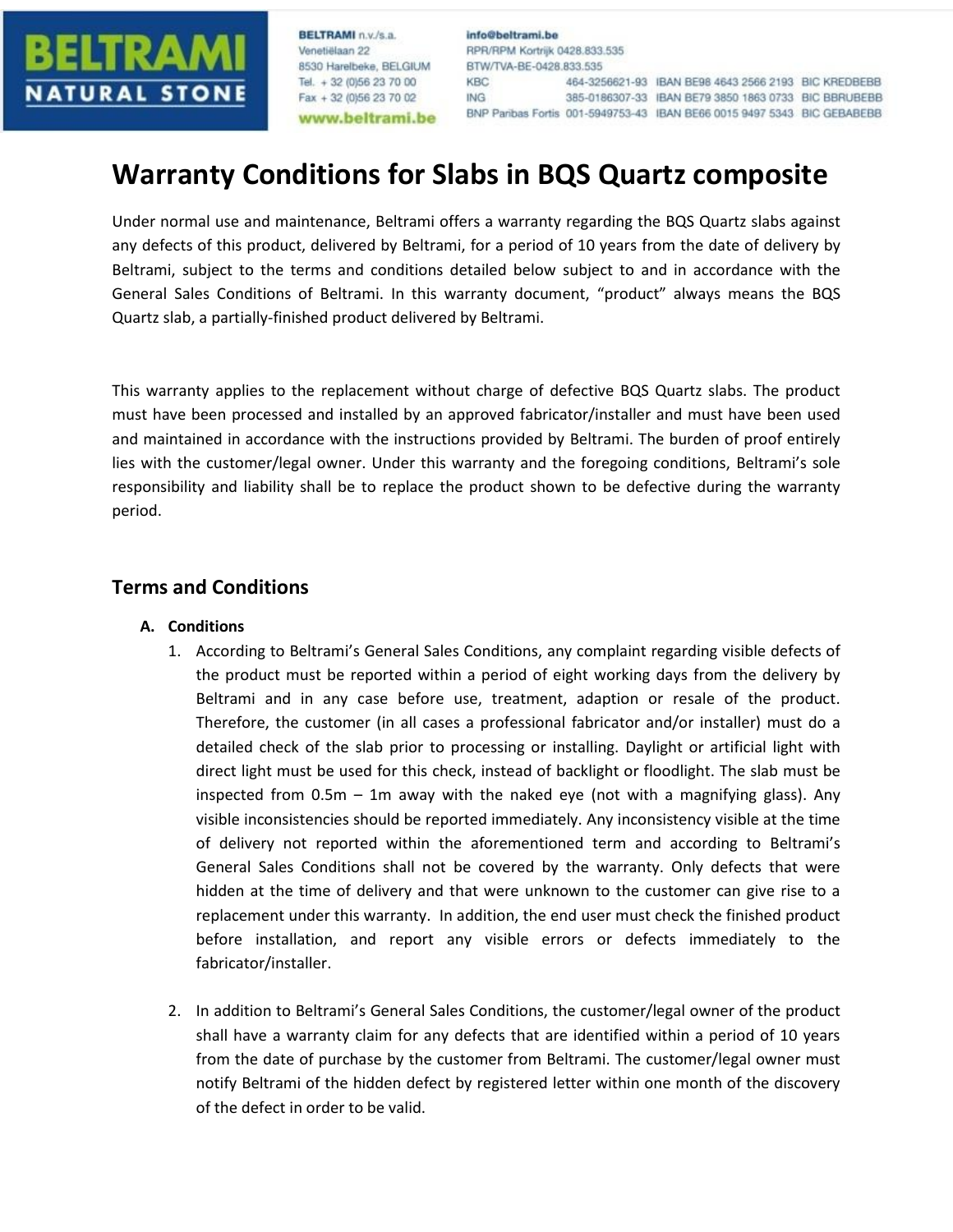# Warranty Conditions for Slabs in BQS Quartz composite

Under normal use and maintenance, Beltrami offers a warranty regarding the BQS Quartz slabs against any defects of this product, delivered by Beltrami, for a period of 10 years from the date of delivery by Beltrami, subject to the terms and conditions detailed below subject to and in accordance with the General Sales Conditions of Beltrami. In this warranty document, "product" always means the BQS Quartz slab, a partially-finished product delivered by Beltrami.

This warranty applies to the replacement without charge of defective BQS Quartz slabs. The product must have been processed and installed by an approved fabricator/installer and must have been used and maintained in accordance with the instructions provided by Beltrami. The burden of proof entirely lies with the customer/legal owner. Under this warranty and the foregoing conditions, Beltrami's sole responsibility and liability shall be to replace the product shown to be defective during the warranty period.

## Terms and Conditions

### A. Conditions

1. According to Beltrami's General Sales Conditions, any complaint regarding visible defects of the product must be reported within a period of eight working days from the delivery by Beltrami and in any case before use, treatment, adaption or resale of the product. Therefore, the customer (in all cases a professional fabricator and/or installer) must do a detailed check of the slab prior to processing or installing. Daylight or artificial light with direct light must be used for this check, instead of backlight or floodlight. The slab must be inspected from 0.5m – 1m away with the naked eye (not with a magnifying glass). Any visible inconsistencies should be reported immediately. Any inconsistency visible at the time of delivery not reported within the aforementioned term and according to Beltrami's General Sales Conditions shall not be covered by the warranty. Only defects that were hidden at the time of delivery and that were unknown to the customer can give rise to a replacement under this warranty. In addition, the end user must check the finished product before installation, and report any visible errors or defects immediately to the fabricator/installer.

2. In addition to Beltrami's General Sales Conditions, the customer/legal owner of the product shall have a warranty claim for any defects that are identified within a period of 10 years from the date of purchase by the customer from Beltrami. The customer/legal owner must notify Beltrami of the hidden defect by registered letter within one month of the discovery of the defect in order to be valid.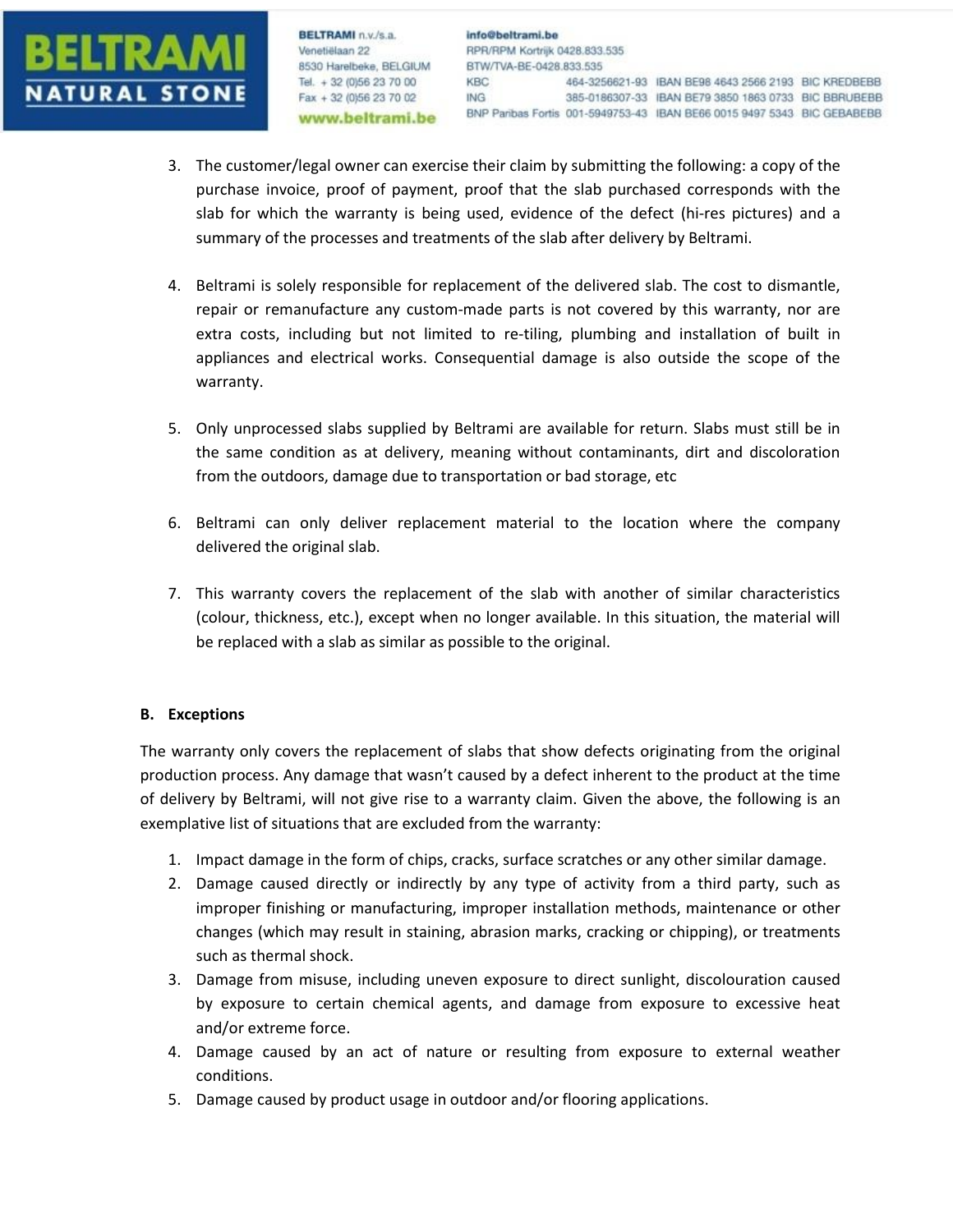3. The customer/legal owner can exercise their claim by submitting the following: a copy of the purchase invoice, proof of payment, proof that the slab purchased corresponds with the slab for which the warranty is being used, evidence of the defect (hi-res pictures) and a summary of the processes and treatments of the slab after delivery by Beltrami.

4. Beltrami is solely responsible for replacement of the delivered slab. The cost to dismantle, repair or remanufacture any custom-made parts is not covered by this warranty, nor are extra costs, including but not limited to re-tiling, plumbing and installation of built in appliances and electrical works. Consequential damage is also outside the scope of the warranty.

5. Only unprocessed slabs supplied by Beltrami are available for return. Slabs must still be in the same condition as at delivery, meaning without contaminants, dirt and discoloration from the outdoors, damage due to transportation or bad storage, etc

6. Beltrami can only deliver replacement material to the location where the company delivered the original slab.

7. This warranty covers the replacement of the slab with another of similar characteristics (colour, thickness, etc.), except when no longer available. In this situation, the material will be replaced with a slab as similar as possible to the original.

**B. Exceptions**

The warranty only covers the replacement of slabs that show defects originating from the original production process. Any damage that wasn't caused by a defect inherent to the product at the time of delivery by Beltrami, will not give rise to a warranty claim. Given the above, the following is an exemplative list of situations that are excluded from the warranty:

1. Impact damage in the form of chips, cracks, surface scratches or any other similar damage.
2. Damage caused directly or indirectly by any type of activity from a third party, such as improper finishing or manufacturing, improper installation methods, maintenance or other changes (which may result in staining, abrasion marks, cracking or chipping), or treatments such as thermal shock.
3. Damage from misuse, including uneven exposure to direct sunlight, discolouration caused by exposure to certain chemical agents, and damage from exposure to excessive heat and/or extreme force.
4. Damage caused by an act of nature or resulting from exposure to external weather conditions.
5. Damage caused by product usage in outdoor and/or flooring applications.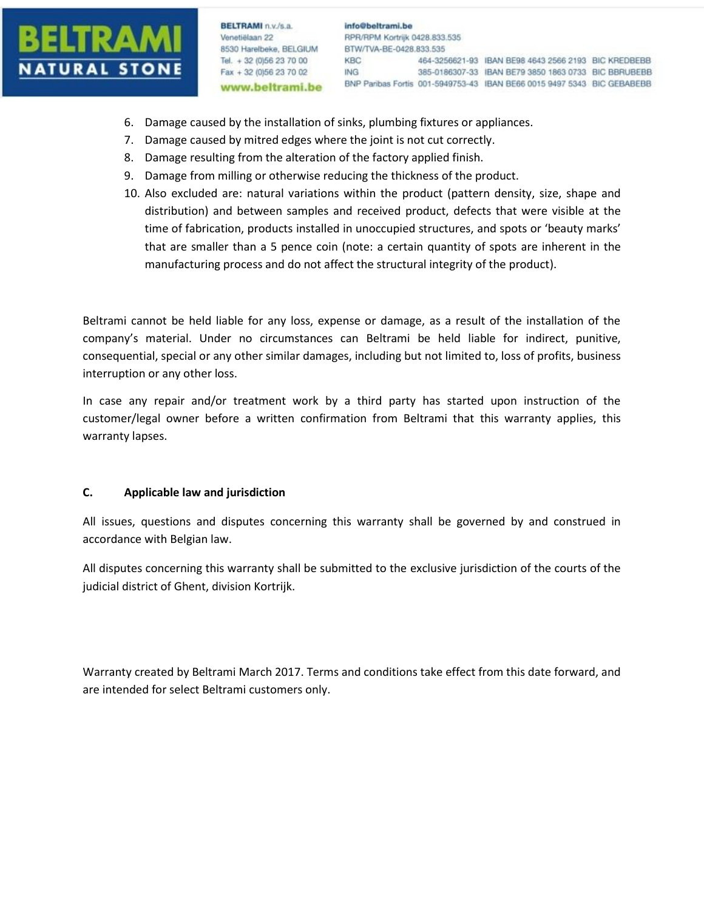6. Damage caused by the installation of sinks, plumbing fixtures or appliances.
7. Damage caused by mitred edges where the joint is not cut correctly.
8. Damage resulting from the alteration of the factory applied finish.
9. Damage from milling or otherwise reducing the thickness of the product.
10. Also excluded are: natural variations within the product (pattern density, size, shape and distribution) and between samples and received product, defects that were visible at the time of fabrication, products installed in unoccupied structures, and spots or 'beauty marks' that are smaller than a 5 pence coin (note: a certain quantity of spots are inherent in the manufacturing process and do not affect the structural integrity of the product).

Beltrami cannot be held liable for any loss, expense or damage, as a result of the installation of the company's material. Under no circumstances can Beltrami be held liable for indirect, punitive, consequential, special or any other similar damages, including but not limited to, loss of profits, business interruption or any other loss.

In case any repair and/or treatment work by a third party has started upon instruction of the customer/legal owner before a written confirmation from Beltrami that this warranty applies, this warranty lapses.

**C. Applicable law and jurisdiction**

All issues, questions and disputes concerning this warranty shall be governed by and construed in accordance with Belgian law.

All disputes concerning this warranty shall be submitted to the exclusive jurisdiction of the courts of the judicial district of Ghent, division Kortrijk.

Warranty created by Beltrami March 2017. Terms and conditions take effect from this date forward, and are intended for select Beltrami customers only.